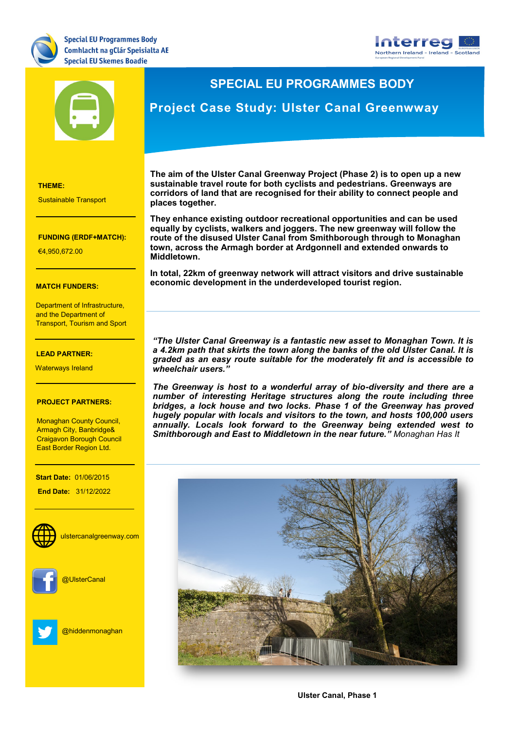Special EU Programmes Body
Comhlacht na gClár Speisialta AE
Special EU Skemes Boadie

# SPECIAL EU PROGRAMMES BODY

## Project Case Study: Ulster Canal Greenwway

**The aim of the Ulster Canal Greenway Project (Phase 2) is to open up a new sustainable travel route for both cyclists and pedestrians. Greenways are corridors of land that are recognised for their ability to connect people and places together.**

**They enhance existing outdoor recreational opportunities and can be used equally by cyclists, walkers and joggers. The new greenway will follow the route of the disused Ulster Canal from Smithborough through to Monaghan town, across the Armagh border at Ardgonnell and extended onwards to Middletown.**

**In total, 22km of greenway network will attract visitors and drive sustainable economic development in the underdeveloped tourist region.**

***"The Ulster Canal Greenway is a fantastic new asset to Monaghan Town. It is a 4.2km path that skirts the town along the banks of the old Ulster Canal. It is graded as an easy route suitable for the moderately fit and is accessible to wheelchair users."***

***The Greenway is host to a wonderful array of bio-diversity and there are a number of interesting Heritage structures along the route including three bridges, a lock house and two locks. Phase 1 of the Greenway has proved hugely popular with locals and visitors to the town, and hosts 100,000 users annually. Locals look forward to the Greenway being extended west to Smithborough and East to Middletown in the near future."*** *Monaghan Has It*

**Ulster Canal, Phase 1**

**THEME:**

Sustainable Transport

**FUNDING (ERDF+MATCH):**

€4,950,672.00

**MATCH FUNDERS:**

Department of Infrastructure, and the Department of Transport, Tourism and Sport

**LEAD PARTNER:**

Waterways Ireland

**PROJECT PARTNERS:**

Monaghan County Council, Armagh City, Banbridge& Craigavon Borough Council East Border Region Ltd.

**Start Date:** 01/06/2015

**End Date:** 31/12/2022

ulstercanalgreenway.com

@UlsterCanal

@hiddenmonaghan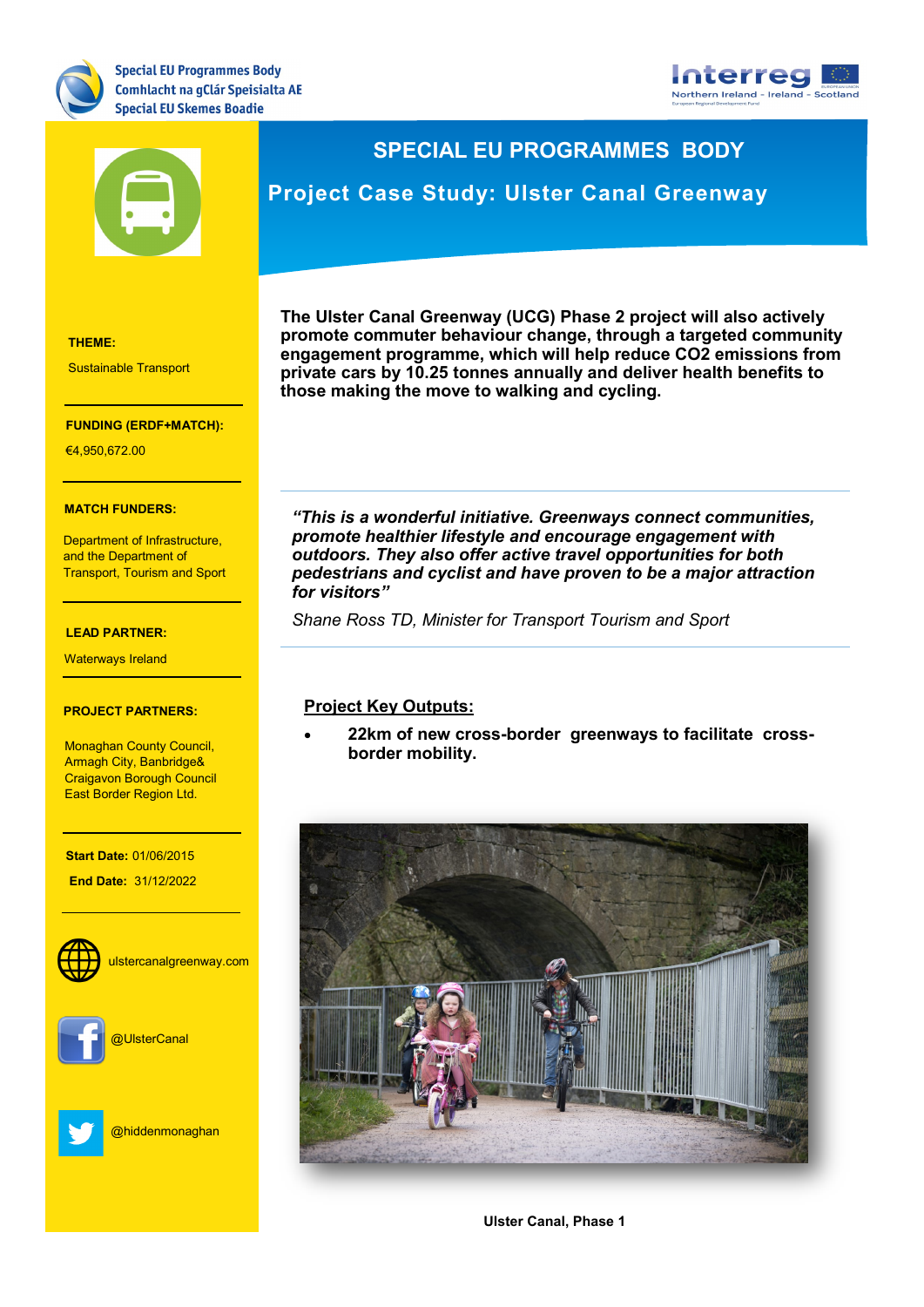Special EU Programmes Body
Comhlacht na gClár Speisialta AE
Special EU Skemes Boadie

# SPECIAL EU PROGRAMMES BODY

## Project Case Study: Ulster Canal Greenway

**THEME:**

Sustainable Transport

**FUNDING (ERDF+MATCH):**

€4,950,672.00

**MATCH FUNDERS:**

Department of Infrastructure, and the Department of Transport, Tourism and Sport

**LEAD PARTNER:**

Waterways Ireland

**PROJECT PARTNERS:**

Monaghan County Council, Armagh City, Banbridge& Craigavon Borough Council East Border Region Ltd.

**Start Date:** 01/06/2015

**End Date:** 31/12/2022

ulstercanalgreenway.com

@UlsterCanal

@hiddenmonaghan

**The Ulster Canal Greenway (UCG) Phase 2 project will also actively promote commuter behaviour change, through a targeted community engagement programme, which will help reduce CO2 emissions from private cars by 10.25 tonnes annually and deliver health benefits to those making the move to walking and cycling.**

***"This is a wonderful initiative. Greenways connect communities, promote healthier lifestyle and encourage engagement with outdoors. They also offer active travel opportunities for both pedestrians and cyclist and have proven to be a major attraction for visitors"***

*Shane Ross TD, Minister for Transport Tourism and Sport*

**Project Key Outputs:**

- **22km of new cross-border greenways to facilitate cross-border mobility.**

**Ulster Canal, Phase 1**